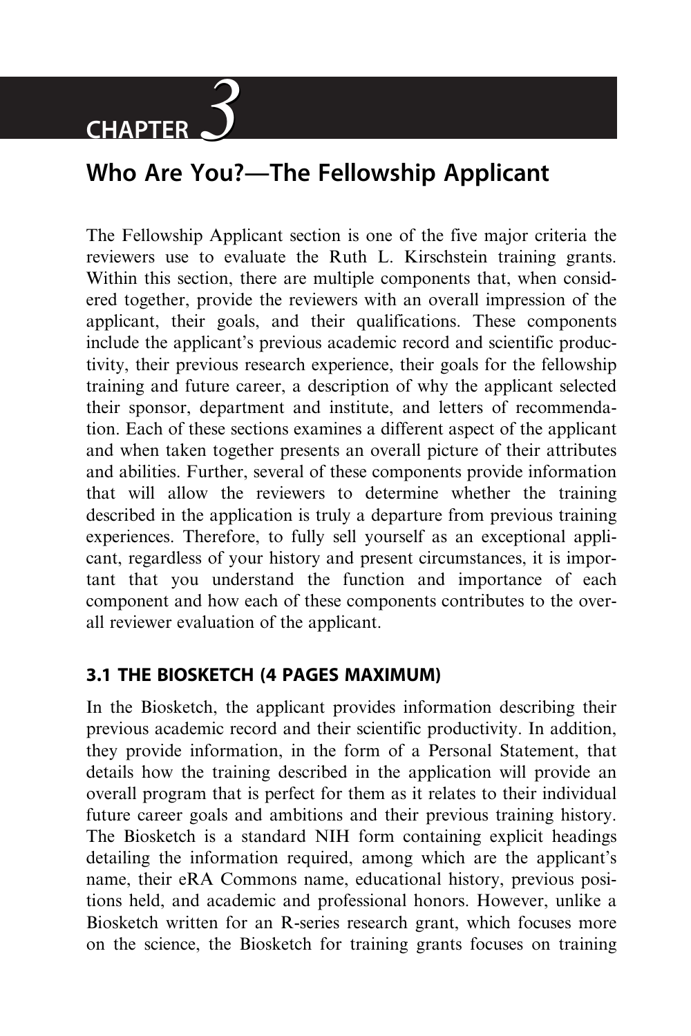# CHAPTER 3

# Who Are You?—The Fellowship Applicant

The Fellowship Applicant section is one of the five major criteria the reviewers use to evaluate the Ruth L. Kirschstein training grants. Within this section, there are multiple components that, when considered together, provide the reviewers with an overall impression of the applicant, their goals, and their qualifications. These components include the applicant's previous academic record and scientific productivity, their previous research experience, their goals for the fellowship training and future career, a description of why the applicant selected their sponsor, department and institute, and letters of recommendation. Each of these sections examines a different aspect of the applicant and when taken together presents an overall picture of their attributes and abilities. Further, several of these components provide information that will allow the reviewers to determine whether the training described in the application is truly a departure from previous training experiences. Therefore, to fully sell yourself as an exceptional applicant, regardless of your history and present circumstances, it is important that you understand the function and importance of each component and how each of these components contributes to the overall reviewer evaluation of the applicant.

## 3.1 THE BIOSKETCH (4 PAGES MAXIMUM)

In the Biosketch, the applicant provides information describing their previous academic record and their scientific productivity. In addition, they provide information, in the form of a Personal Statement, that details how the training described in the application will provide an overall program that is perfect for them as it relates to their individual future career goals and ambitions and their previous training history. The Biosketch is a standard NIH form containing explicit headings detailing the information required, among which are the applicant's name, their eRA Commons name, educational history, previous positions held, and academic and professional honors. However, unlike a Biosketch written for an R-series research grant, which focuses more on the science, the Biosketch for training grants focuses on training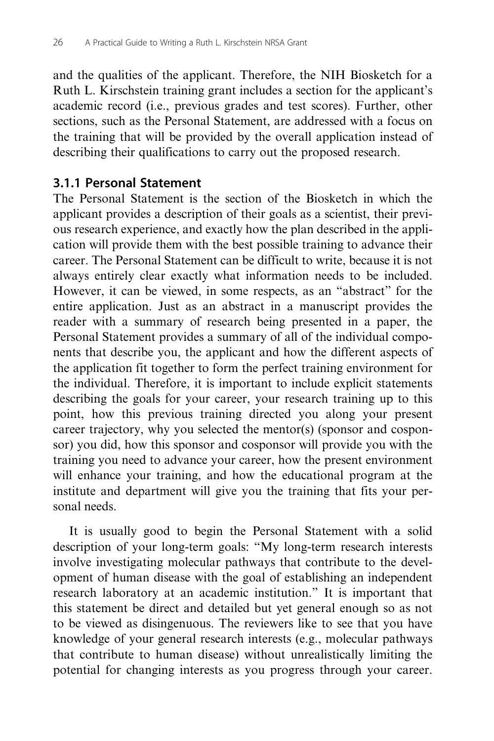and the qualities of the applicant. Therefore, the NIH Biosketch for a Ruth L. Kirschstein training grant includes a section for the applicant's academic record (i.e., previous grades and test scores). Further, other sections, such as the Personal Statement, are addressed with a focus on the training that will be provided by the overall application instead of describing their qualifications to carry out the proposed research.

### 3.1.1 Personal Statement

The Personal Statement is the section of the Biosketch in which the applicant provides a description of their goals as a scientist, their previous research experience, and exactly how the plan described in the application will provide them with the best possible training to advance their career. The Personal Statement can be difficult to write, because it is not always entirely clear exactly what information needs to be included. However, it can be viewed, in some respects, as an "abstract" for the entire application. Just as an abstract in a manuscript provides the reader with a summary of research being presented in a paper, the Personal Statement provides a summary of all of the individual components that describe you, the applicant and how the different aspects of the application fit together to form the perfect training environment for the individual. Therefore, it is important to include explicit statements describing the goals for your career, your research training up to this point, how this previous training directed you along your present career trajectory, why you selected the mentor(s) (sponsor and cosponsor) you did, how this sponsor and cosponsor will provide you with the training you need to advance your career, how the present environment will enhance your training, and how the educational program at the institute and department will give you the training that fits your personal needs.

It is usually good to begin the Personal Statement with a solid description of your long-term goals: "My long-term research interests involve investigating molecular pathways that contribute to the development of human disease with the goal of establishing an independent research laboratory at an academic institution." It is important that this statement be direct and detailed but yet general enough so as not to be viewed as disingenuous. The reviewers like to see that you have knowledge of your general research interests (e.g., molecular pathways that contribute to human disease) without unrealistically limiting the potential for changing interests as you progress through your career.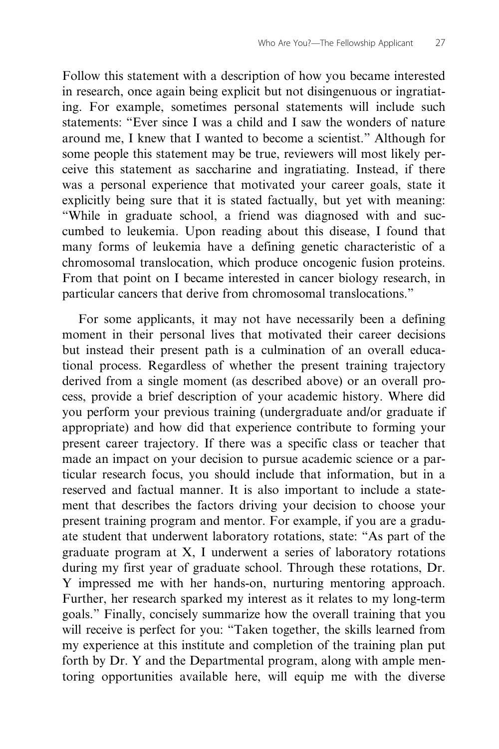Follow this statement with a description of how you became interested in research, once again being explicit but not disingenuous or ingratiating. For example, sometimes personal statements will include such statements: "Ever since I was a child and I saw the wonders of nature around me, I knew that I wanted to become a scientist." Although for some people this statement may be true, reviewers will most likely perceive this statement as saccharine and ingratiating. Instead, if there was a personal experience that motivated your career goals, state it explicitly being sure that it is stated factually, but yet with meaning: "While in graduate school, a friend was diagnosed with and succumbed to leukemia. Upon reading about this disease, I found that many forms of leukemia have a defining genetic characteristic of a chromosomal translocation, which produce oncogenic fusion proteins. From that point on I became interested in cancer biology research, in particular cancers that derive from chromosomal translocations."

For some applicants, it may not have necessarily been a defining moment in their personal lives that motivated their career decisions but instead their present path is a culmination of an overall educational process. Regardless of whether the present training trajectory derived from a single moment (as described above) or an overall process, provide a brief description of your academic history. Where did you perform your previous training (undergraduate and/or graduate if appropriate) and how did that experience contribute to forming your present career trajectory. If there was a specific class or teacher that made an impact on your decision to pursue academic science or a particular research focus, you should include that information, but in a reserved and factual manner. It is also important to include a statement that describes the factors driving your decision to choose your present training program and mentor. For example, if you are a graduate student that underwent laboratory rotations, state: "As part of the graduate program at X, I underwent a series of laboratory rotations during my first year of graduate school. Through these rotations, Dr. Y impressed me with her hands-on, nurturing mentoring approach. Further, her research sparked my interest as it relates to my long-term goals." Finally, concisely summarize how the overall training that you will receive is perfect for you: "Taken together, the skills learned from my experience at this institute and completion of the training plan put forth by Dr. Y and the Departmental program, along with ample mentoring opportunities available here, will equip me with the diverse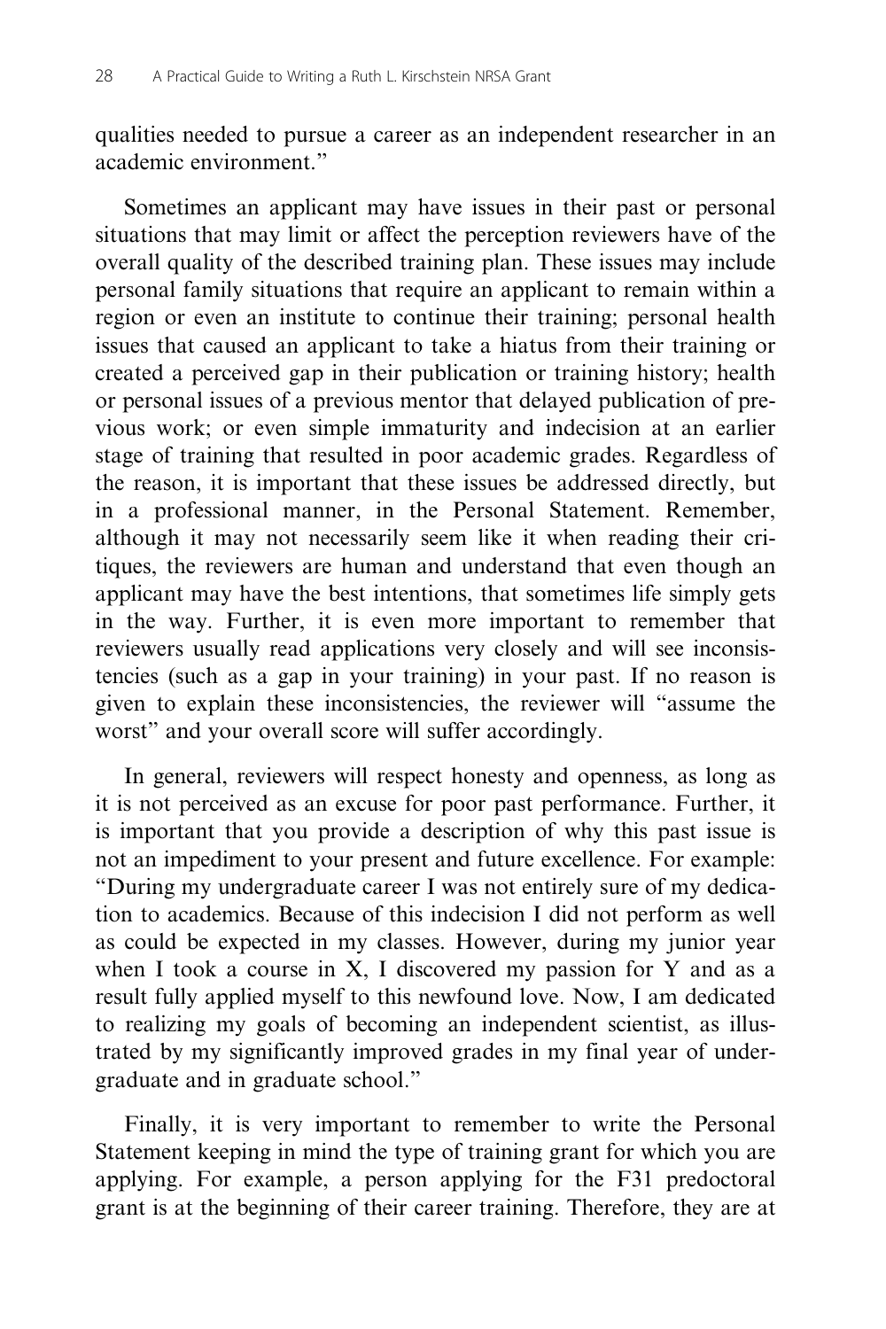qualities needed to pursue a career as an independent researcher in an academic environment."

Sometimes an applicant may have issues in their past or personal situations that may limit or affect the perception reviewers have of the overall quality of the described training plan. These issues may include personal family situations that require an applicant to remain within a region or even an institute to continue their training; personal health issues that caused an applicant to take a hiatus from their training or created a perceived gap in their publication or training history; health or personal issues of a previous mentor that delayed publication of previous work; or even simple immaturity and indecision at an earlier stage of training that resulted in poor academic grades. Regardless of the reason, it is important that these issues be addressed directly, but in a professional manner, in the Personal Statement. Remember, although it may not necessarily seem like it when reading their critiques, the reviewers are human and understand that even though an applicant may have the best intentions, that sometimes life simply gets in the way. Further, it is even more important to remember that reviewers usually read applications very closely and will see inconsistencies (such as a gap in your training) in your past. If no reason is given to explain these inconsistencies, the reviewer will "assume the worst" and your overall score will suffer accordingly.

In general, reviewers will respect honesty and openness, as long as it is not perceived as an excuse for poor past performance. Further, it is important that you provide a description of why this past issue is not an impediment to your present and future excellence. For example: "During my undergraduate career I was not entirely sure of my dedication to academics. Because of this indecision I did not perform as well as could be expected in my classes. However, during my junior year when I took a course in X, I discovered my passion for Y and as a result fully applied myself to this newfound love. Now, I am dedicated to realizing my goals of becoming an independent scientist, as illustrated by my significantly improved grades in my final year of undergraduate and in graduate school."

Finally, it is very important to remember to write the Personal Statement keeping in mind the type of training grant for which you are applying. For example, a person applying for the F31 predoctoral grant is at the beginning of their career training. Therefore, they are at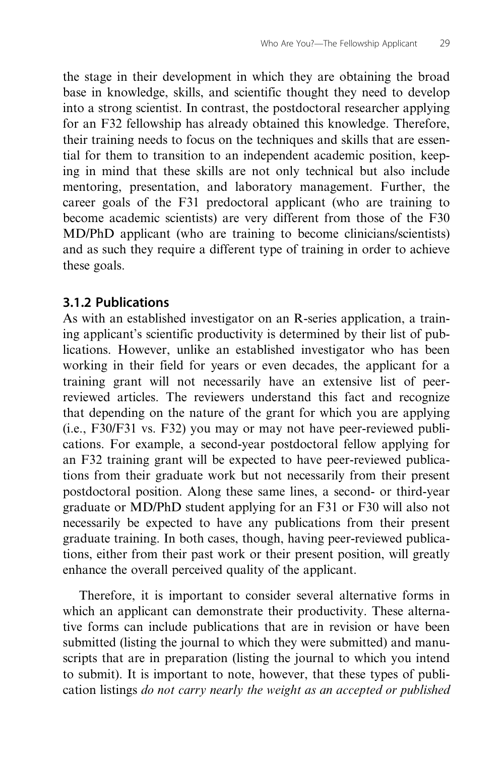the stage in their development in which they are obtaining the broad base in knowledge, skills, and scientific thought they need to develop into a strong scientist. In contrast, the postdoctoral researcher applying for an F32 fellowship has already obtained this knowledge. Therefore, their training needs to focus on the techniques and skills that are essential for them to transition to an independent academic position, keeping in mind that these skills are not only technical but also include mentoring, presentation, and laboratory management. Further, the career goals of the F31 predoctoral applicant (who are training to become academic scientists) are very different from those of the F30 MD/PhD applicant (who are training to become clinicians/scientists) and as such they require a different type of training in order to achieve these goals.

### 3.1.2 Publications

As with an established investigator on an R-series application, a training applicant's scientific productivity is determined by their list of publications. However, unlike an established investigator who has been working in their field for years or even decades, the applicant for a training grant will not necessarily have an extensive list of peer-reviewed articles. The reviewers understand this fact and recognize that depending on the nature of the grant for which you are applying (i.e., F30/F31 vs. F32) you may or may not have peer-reviewed publications. For example, a second-year postdoctoral fellow applying for an F32 training grant will be expected to have peer-reviewed publications from their graduate work but not necessarily from their present postdoctoral position. Along these same lines, a second- or third-year graduate or MD/PhD student applying for an F31 or F30 will also not necessarily be expected to have any publications from their present graduate training. In both cases, though, having peer-reviewed publications, either from their past work or their present position, will greatly enhance the overall perceived quality of the applicant.

Therefore, it is important to consider several alternative forms in which an applicant can demonstrate their productivity. These alternative forms can include publications that are in revision or have been submitted (listing the journal to which they were submitted) and manuscripts that are in preparation (listing the journal to which you intend to submit). It is important to note, however, that these types of publication listings *do not carry nearly the weight as an accepted or published*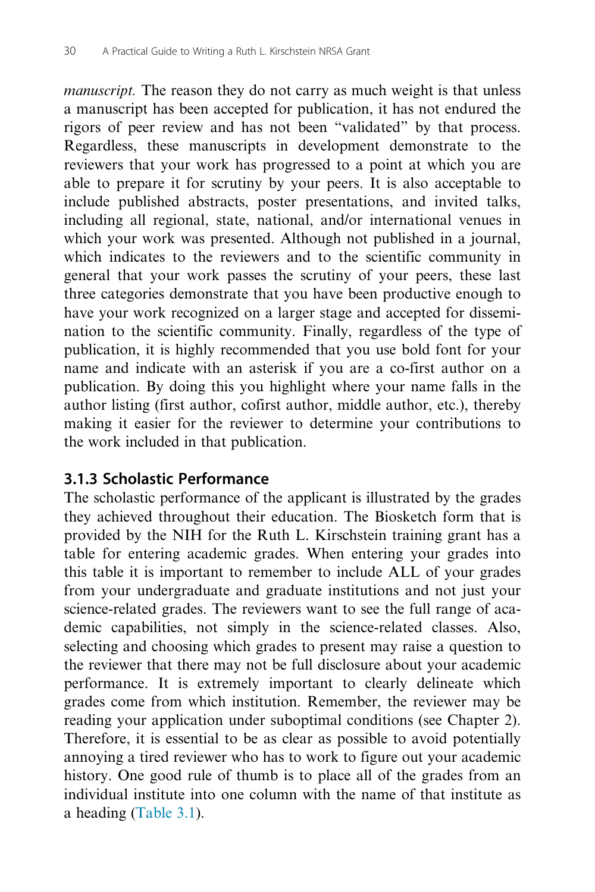*manuscript.* The reason they do not carry as much weight is that unless a manuscript has been accepted for publication, it has not endured the rigors of peer review and has not been "validated" by that process. Regardless, these manuscripts in development demonstrate to the reviewers that your work has progressed to a point at which you are able to prepare it for scrutiny by your peers. It is also acceptable to include published abstracts, poster presentations, and invited talks, including all regional, state, national, and/or international venues in which your work was presented. Although not published in a journal, which indicates to the reviewers and to the scientific community in general that your work passes the scrutiny of your peers, these last three categories demonstrate that you have been productive enough to have your work recognized on a larger stage and accepted for dissemination to the scientific community. Finally, regardless of the type of publication, it is highly recommended that you use bold font for your name and indicate with an asterisk if you are a co-first author on a publication. By doing this you highlight where your name falls in the author listing (first author, cofirst author, middle author, etc.), thereby making it easier for the reviewer to determine your contributions to the work included in that publication.

### 3.1.3 Scholastic Performance

The scholastic performance of the applicant is illustrated by the grades they achieved throughout their education. The Biosketch form that is provided by the NIH for the Ruth L. Kirschstein training grant has a table for entering academic grades. When entering your grades into this table it is important to remember to include ALL of your grades from your undergraduate and graduate institutions and not just your science-related grades. The reviewers want to see the full range of academic capabilities, not simply in the science-related classes. Also, selecting and choosing which grades to present may raise a question to the reviewer that there may not be full disclosure about your academic performance. It is extremely important to clearly delineate which grades come from which institution. Remember, the reviewer may be reading your application under suboptimal conditions (see Chapter 2). Therefore, it is essential to be as clear as possible to avoid potentially annoying a tired reviewer who has to work to figure out your academic history. One good rule of thumb is to place all of the grades from an individual institute into one column with the name of that institute as a heading (Table 3.1).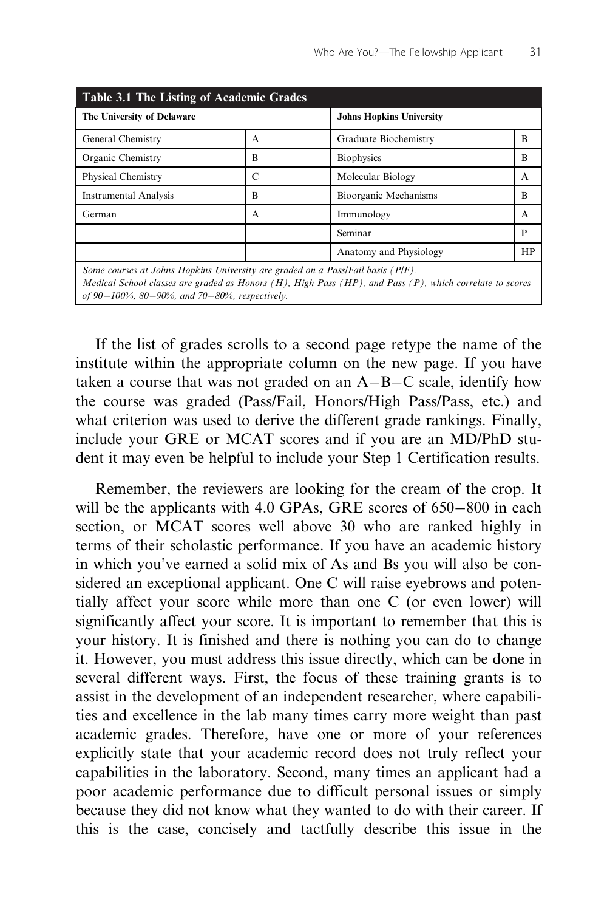**Table 3.1 The Listing of Academic Grades**

| The University of Delaware | | Johns Hopkins University | |
|---|---|---|---|
| General Chemistry | A | Graduate Biochemistry | B |
| Organic Chemistry | B | Biophysics | B |
| Physical Chemistry | C | Molecular Biology | A |
| Instrumental Analysis | B | Bioorganic Mechanisms | B |
| German | A | Immunology | A |
| | | Seminar | P |
| | | Anatomy and Physiology | HP |

*Some courses at Johns Hopkins University are graded on a Pass/Fail basis (P/F).*
*Medical School classes are graded as Honors (H), High Pass (HP), and Pass (P), which correlate to scores of 90–100%, 80–90%, and 70–80%, respectively.*

If the list of grades scrolls to a second page retype the name of the institute within the appropriate column on the new page. If you have taken a course that was not graded on an A–B–C scale, identify how the course was graded (Pass/Fail, Honors/High Pass/Pass, etc.) and what criterion was used to derive the different grade rankings. Finally, include your GRE or MCAT scores and if you are an MD/PhD student it may even be helpful to include your Step 1 Certification results.

Remember, the reviewers are looking for the cream of the crop. It will be the applicants with 4.0 GPAs, GRE scores of 650–800 in each section, or MCAT scores well above 30 who are ranked highly in terms of their scholastic performance. If you have an academic history in which you've earned a solid mix of As and Bs you will also be considered an exceptional applicant. One C will raise eyebrows and potentially affect your score while more than one C (or even lower) will significantly affect your score. It is important to remember that this is your history. It is finished and there is nothing you can do to change it. However, you must address this issue directly, which can be done in several different ways. First, the focus of these training grants is to assist in the development of an independent researcher, where capabilities and excellence in the lab many times carry more weight than past academic grades. Therefore, have one or more of your references explicitly state that your academic record does not truly reflect your capabilities in the laboratory. Second, many times an applicant had a poor academic performance due to difficult personal issues or simply because they did not know what they wanted to do with their career. If this is the case, concisely and tactfully describe this issue in the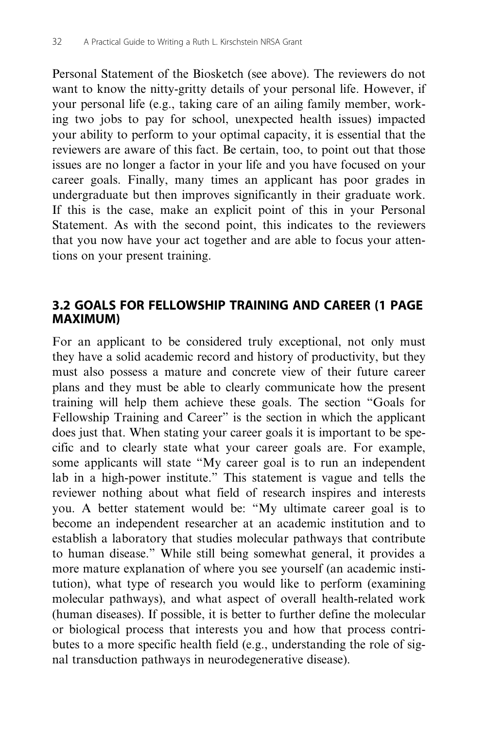Personal Statement of the Biosketch (see above). The reviewers do not want to know the nitty-gritty details of your personal life. However, if your personal life (e.g., taking care of an ailing family member, working two jobs to pay for school, unexpected health issues) impacted your ability to perform to your optimal capacity, it is essential that the reviewers are aware of this fact. Be certain, too, to point out that those issues are no longer a factor in your life and you have focused on your career goals. Finally, many times an applicant has poor grades in undergraduate but then improves significantly in their graduate work. If this is the case, make an explicit point of this in your Personal Statement. As with the second point, this indicates to the reviewers that you now have your act together and are able to focus your attentions on your present training.

## 3.2 GOALS FOR FELLOWSHIP TRAINING AND CAREER (1 PAGE MAXIMUM)

For an applicant to be considered truly exceptional, not only must they have a solid academic record and history of productivity, but they must also possess a mature and concrete view of their future career plans and they must be able to clearly communicate how the present training will help them achieve these goals. The section "Goals for Fellowship Training and Career" is the section in which the applicant does just that. When stating your career goals it is important to be specific and to clearly state what your career goals are. For example, some applicants will state "My career goal is to run an independent lab in a high-power institute." This statement is vague and tells the reviewer nothing about what field of research inspires and interests you. A better statement would be: "My ultimate career goal is to become an independent researcher at an academic institution and to establish a laboratory that studies molecular pathways that contribute to human disease." While still being somewhat general, it provides a more mature explanation of where you see yourself (an academic institution), what type of research you would like to perform (examining molecular pathways), and what aspect of overall health-related work (human diseases). If possible, it is better to further define the molecular or biological process that interests you and how that process contributes to a more specific health field (e.g., understanding the role of signal transduction pathways in neurodegenerative disease).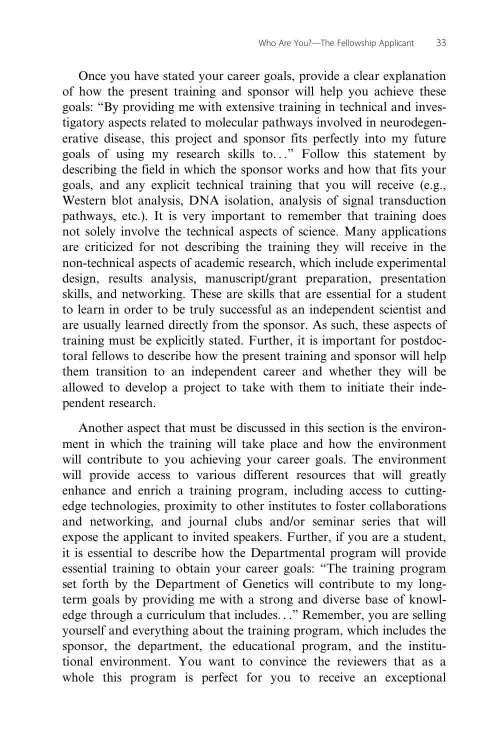Once you have stated your career goals, provide a clear explanation of how the present training and sponsor will help you achieve these goals: "By providing me with extensive training in technical and investigatory aspects related to molecular pathways involved in neurodegenerative disease, this project and sponsor fits perfectly into my future goals of using my research skills to..." Follow this statement by describing the field in which the sponsor works and how that fits your goals, and any explicit technical training that you will receive (e.g., Western blot analysis, DNA isolation, analysis of signal transduction pathways, etc.). It is very important to remember that training does not solely involve the technical aspects of science. Many applications are criticized for not describing the training they will receive in the non-technical aspects of academic research, which include experimental design, results analysis, manuscript/grant preparation, presentation skills, and networking. These are skills that are essential for a student to learn in order to be truly successful as an independent scientist and are usually learned directly from the sponsor. As such, these aspects of training must be explicitly stated. Further, it is important for postdoctoral fellows to describe how the present training and sponsor will help them transition to an independent career and whether they will be allowed to develop a project to take with them to initiate their independent research.

Another aspect that must be discussed in this section is the environment in which the training will take place and how the environment will contribute to you achieving your career goals. The environment will provide access to various different resources that will greatly enhance and enrich a training program, including access to cutting-edge technologies, proximity to other institutes to foster collaborations and networking, and journal clubs and/or seminar series that will expose the applicant to invited speakers. Further, if you are a student, it is essential to describe how the Departmental program will provide essential training to obtain your career goals: "The training program set forth by the Department of Genetics will contribute to my long-term goals by providing me with a strong and diverse base of knowledge through a curriculum that includes..." Remember, you are selling yourself and everything about the training program, which includes the sponsor, the department, the educational program, and the institutional environment. You want to convince the reviewers that as a whole this program is perfect for you to receive an exceptional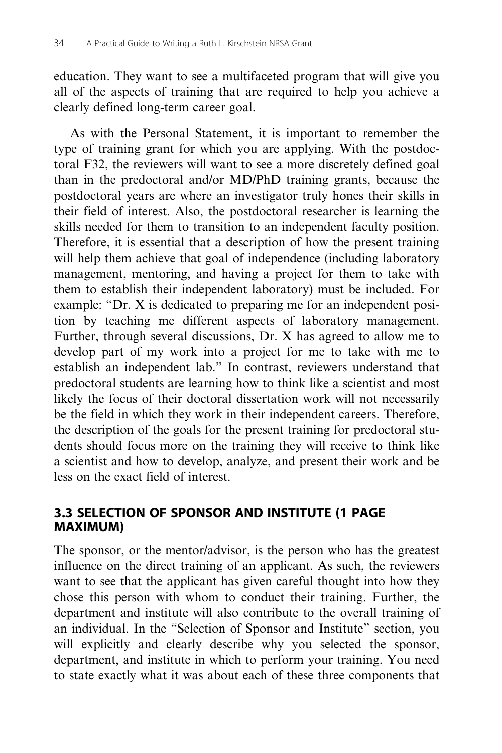education. They want to see a multifaceted program that will give you all of the aspects of training that are required to help you achieve a clearly defined long-term career goal.

As with the Personal Statement, it is important to remember the type of training grant for which you are applying. With the postdoctoral F32, the reviewers will want to see a more discretely defined goal than in the predoctoral and/or MD/PhD training grants, because the postdoctoral years are where an investigator truly hones their skills in their field of interest. Also, the postdoctoral researcher is learning the skills needed for them to transition to an independent faculty position. Therefore, it is essential that a description of how the present training will help them achieve that goal of independence (including laboratory management, mentoring, and having a project for them to take with them to establish their independent laboratory) must be included. For example: "Dr. X is dedicated to preparing me for an independent position by teaching me different aspects of laboratory management. Further, through several discussions, Dr. X has agreed to allow me to develop part of my work into a project for me to take with me to establish an independent lab." In contrast, reviewers understand that predoctoral students are learning how to think like a scientist and most likely the focus of their doctoral dissertation work will not necessarily be the field in which they work in their independent careers. Therefore, the description of the goals for the present training for predoctoral students should focus more on the training they will receive to think like a scientist and how to develop, analyze, and present their work and be less on the exact field of interest.

## 3.3 SELECTION OF SPONSOR AND INSTITUTE (1 PAGE MAXIMUM)

The sponsor, or the mentor/advisor, is the person who has the greatest influence on the direct training of an applicant. As such, the reviewers want to see that the applicant has given careful thought into how they chose this person with whom to conduct their training. Further, the department and institute will also contribute to the overall training of an individual. In the "Selection of Sponsor and Institute" section, you will explicitly and clearly describe why you selected the sponsor, department, and institute in which to perform your training. You need to state exactly what it was about each of these three components that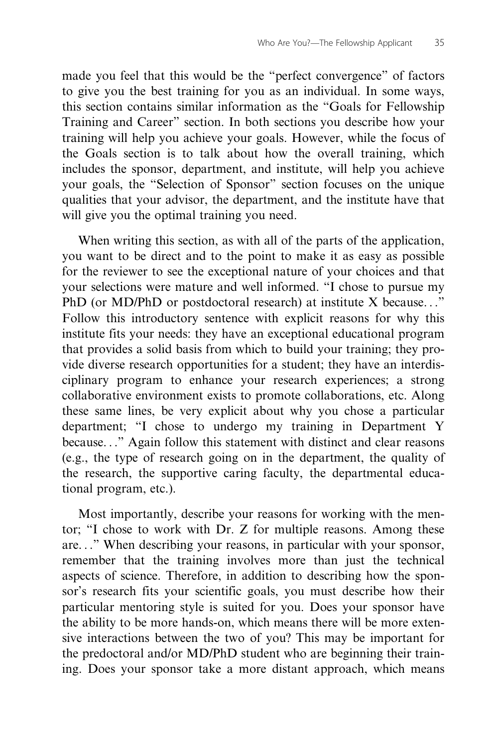made you feel that this would be the "perfect convergence" of factors to give you the best training for you as an individual. In some ways, this section contains similar information as the "Goals for Fellowship Training and Career" section. In both sections you describe how your training will help you achieve your goals. However, while the focus of the Goals section is to talk about how the overall training, which includes the sponsor, department, and institute, will help you achieve your goals, the "Selection of Sponsor" section focuses on the unique qualities that your advisor, the department, and the institute have that will give you the optimal training you need.

When writing this section, as with all of the parts of the application, you want to be direct and to the point to make it as easy as possible for the reviewer to see the exceptional nature of your choices and that your selections were mature and well informed. "I chose to pursue my PhD (or MD/PhD or postdoctoral research) at institute X because..." Follow this introductory sentence with explicit reasons for why this institute fits your needs: they have an exceptional educational program that provides a solid basis from which to build your training; they provide diverse research opportunities for a student; they have an interdisciplinary program to enhance your research experiences; a strong collaborative environment exists to promote collaborations, etc. Along these same lines, be very explicit about why you chose a particular department; "I chose to undergo my training in Department Y because..." Again follow this statement with distinct and clear reasons (e.g., the type of research going on in the department, the quality of the research, the supportive caring faculty, the departmental educational program, etc.).

Most importantly, describe your reasons for working with the mentor; "I chose to work with Dr. Z for multiple reasons. Among these are..." When describing your reasons, in particular with your sponsor, remember that the training involves more than just the technical aspects of science. Therefore, in addition to describing how the sponsor's research fits your scientific goals, you must describe how their particular mentoring style is suited for you. Does your sponsor have the ability to be more hands-on, which means there will be more extensive interactions between the two of you? This may be important for the predoctoral and/or MD/PhD student who are beginning their training. Does your sponsor take a more distant approach, which means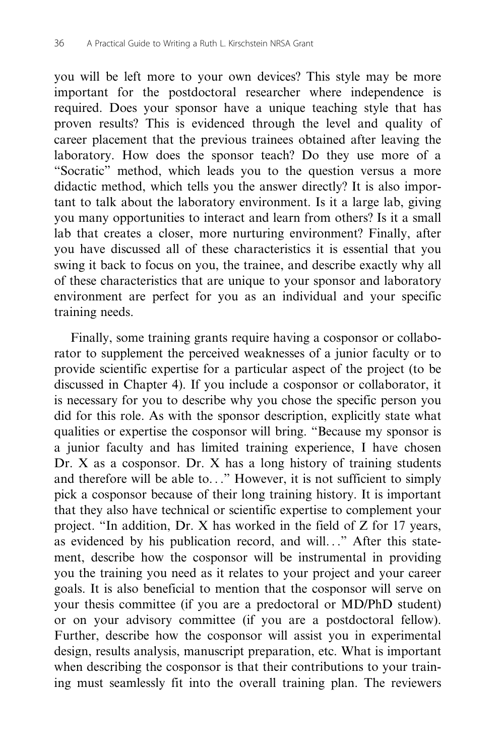you will be left more to your own devices? This style may be more important for the postdoctoral researcher where independence is required. Does your sponsor have a unique teaching style that has proven results? This is evidenced through the level and quality of career placement that the previous trainees obtained after leaving the laboratory. How does the sponsor teach? Do they use more of a "Socratic" method, which leads you to the question versus a more didactic method, which tells you the answer directly? It is also important to talk about the laboratory environment. Is it a large lab, giving you many opportunities to interact and learn from others? Is it a small lab that creates a closer, more nurturing environment? Finally, after you have discussed all of these characteristics it is essential that you swing it back to focus on you, the trainee, and describe exactly why all of these characteristics that are unique to your sponsor and laboratory environment are perfect for you as an individual and your specific training needs.

Finally, some training grants require having a cosponsor or collaborator to supplement the perceived weaknesses of a junior faculty or to provide scientific expertise for a particular aspect of the project (to be discussed in Chapter 4). If you include a cosponsor or collaborator, it is necessary for you to describe why you chose the specific person you did for this role. As with the sponsor description, explicitly state what qualities or expertise the cosponsor will bring. "Because my sponsor is a junior faculty and has limited training experience, I have chosen Dr. X as a cosponsor. Dr. X has a long history of training students and therefore will be able to..." However, it is not sufficient to simply pick a cosponsor because of their long training history. It is important that they also have technical or scientific expertise to complement your project. "In addition, Dr. X has worked in the field of Z for 17 years, as evidenced by his publication record, and will..." After this statement, describe how the cosponsor will be instrumental in providing you the training you need as it relates to your project and your career goals. It is also beneficial to mention that the cosponsor will serve on your thesis committee (if you are a predoctoral or MD/PhD student) or on your advisory committee (if you are a postdoctoral fellow). Further, describe how the cosponsor will assist you in experimental design, results analysis, manuscript preparation, etc. What is important when describing the cosponsor is that their contributions to your training must seamlessly fit into the overall training plan. The reviewers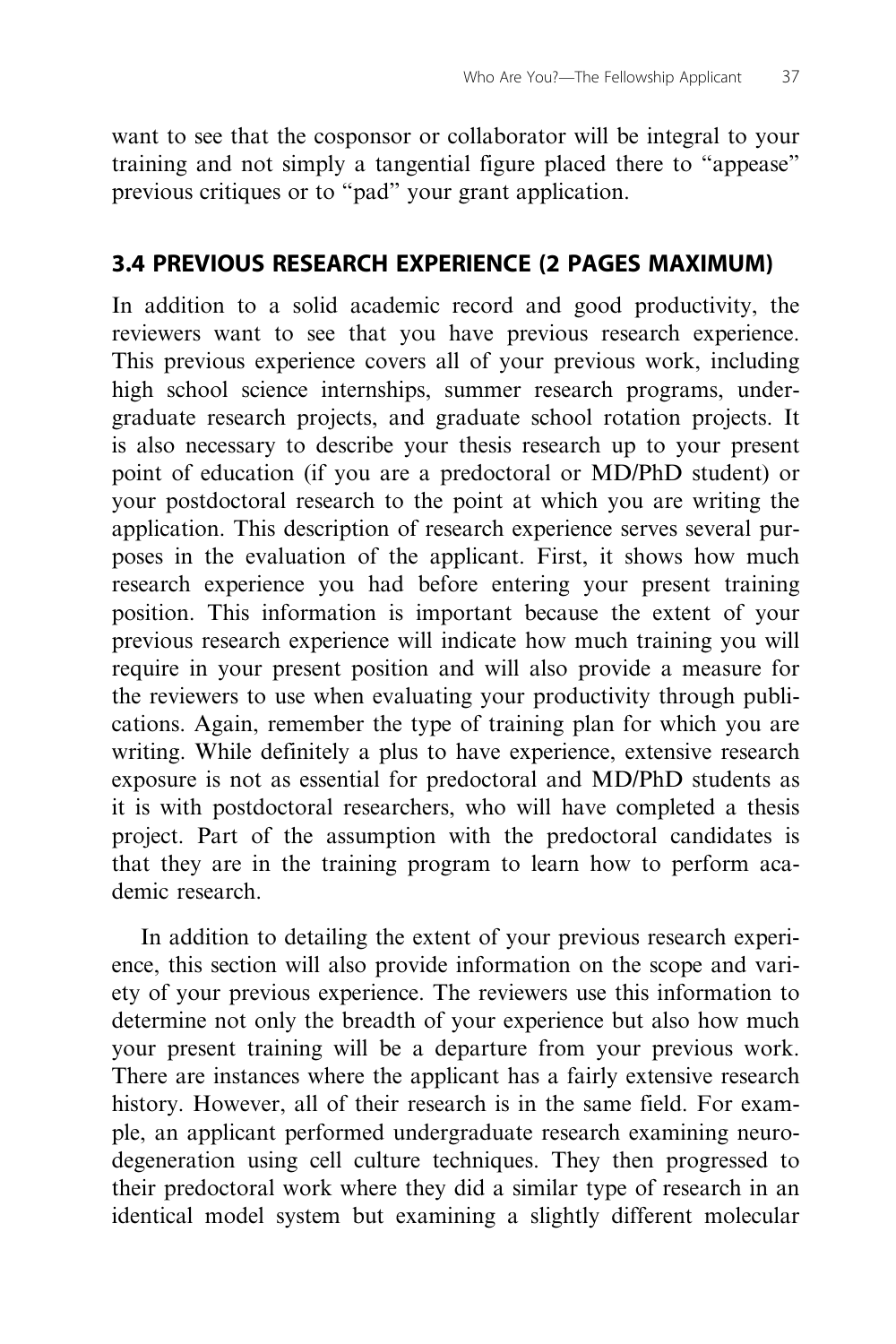want to see that the cosponsor or collaborator will be integral to your training and not simply a tangential figure placed there to "appease" previous critiques or to "pad" your grant application.

## 3.4 PREVIOUS RESEARCH EXPERIENCE (2 PAGES MAXIMUM)

In addition to a solid academic record and good productivity, the reviewers want to see that you have previous research experience. This previous experience covers all of your previous work, including high school science internships, summer research programs, undergraduate research projects, and graduate school rotation projects. It is also necessary to describe your thesis research up to your present point of education (if you are a predoctoral or MD/PhD student) or your postdoctoral research to the point at which you are writing the application. This description of research experience serves several purposes in the evaluation of the applicant. First, it shows how much research experience you had before entering your present training position. This information is important because the extent of your previous research experience will indicate how much training you will require in your present position and will also provide a measure for the reviewers to use when evaluating your productivity through publications. Again, remember the type of training plan for which you are writing. While definitely a plus to have experience, extensive research exposure is not as essential for predoctoral and MD/PhD students as it is with postdoctoral researchers, who will have completed a thesis project. Part of the assumption with the predoctoral candidates is that they are in the training program to learn how to perform academic research.

In addition to detailing the extent of your previous research experience, this section will also provide information on the scope and variety of your previous experience. The reviewers use this information to determine not only the breadth of your experience but also how much your present training will be a departure from your previous work. There are instances where the applicant has a fairly extensive research history. However, all of their research is in the same field. For example, an applicant performed undergraduate research examining neurodegeneration using cell culture techniques. They then progressed to their predoctoral work where they did a similar type of research in an identical model system but examining a slightly different molecular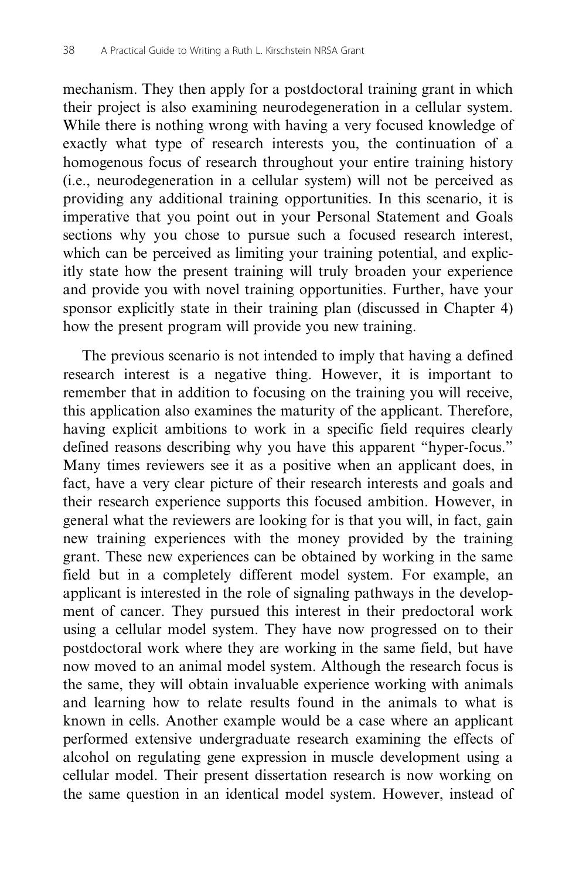mechanism. They then apply for a postdoctoral training grant in which their project is also examining neurodegeneration in a cellular system. While there is nothing wrong with having a very focused knowledge of exactly what type of research interests you, the continuation of a homogenous focus of research throughout your entire training history (i.e., neurodegeneration in a cellular system) will not be perceived as providing any additional training opportunities. In this scenario, it is imperative that you point out in your Personal Statement and Goals sections why you chose to pursue such a focused research interest, which can be perceived as limiting your training potential, and explicitly state how the present training will truly broaden your experience and provide you with novel training opportunities. Further, have your sponsor explicitly state in their training plan (discussed in Chapter 4) how the present program will provide you new training.

The previous scenario is not intended to imply that having a defined research interest is a negative thing. However, it is important to remember that in addition to focusing on the training you will receive, this application also examines the maturity of the applicant. Therefore, having explicit ambitions to work in a specific field requires clearly defined reasons describing why you have this apparent "hyper-focus." Many times reviewers see it as a positive when an applicant does, in fact, have a very clear picture of their research interests and goals and their research experience supports this focused ambition. However, in general what the reviewers are looking for is that you will, in fact, gain new training experiences with the money provided by the training grant. These new experiences can be obtained by working in the same field but in a completely different model system. For example, an applicant is interested in the role of signaling pathways in the development of cancer. They pursued this interest in their predoctoral work using a cellular model system. They have now progressed on to their postdoctoral work where they are working in the same field, but have now moved to an animal model system. Although the research focus is the same, they will obtain invaluable experience working with animals and learning how to relate results found in the animals to what is known in cells. Another example would be a case where an applicant performed extensive undergraduate research examining the effects of alcohol on regulating gene expression in muscle development using a cellular model. Their present dissertation research is now working on the same question in an identical model system. However, instead of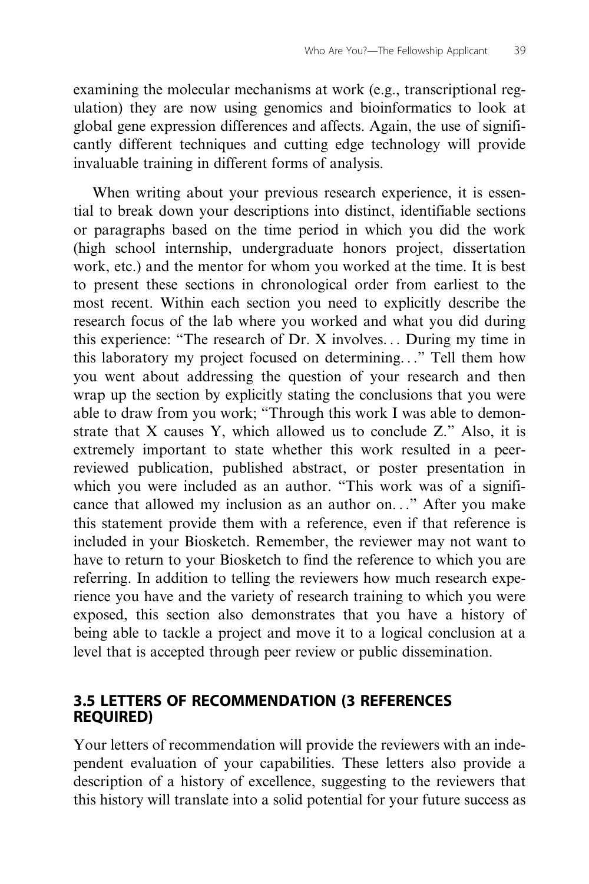examining the molecular mechanisms at work (e.g., transcriptional regulation) they are now using genomics and bioinformatics to look at global gene expression differences and affects. Again, the use of significantly different techniques and cutting edge technology will provide invaluable training in different forms of analysis.

When writing about your previous research experience, it is essential to break down your descriptions into distinct, identifiable sections or paragraphs based on the time period in which you did the work (high school internship, undergraduate honors project, dissertation work, etc.) and the mentor for whom you worked at the time. It is best to present these sections in chronological order from earliest to the most recent. Within each section you need to explicitly describe the research focus of the lab where you worked and what you did during this experience: "The research of Dr. X involves. . . During my time in this laboratory my project focused on determining. . ." Tell them how you went about addressing the question of your research and then wrap up the section by explicitly stating the conclusions that you were able to draw from you work; "Through this work I was able to demonstrate that X causes Y, which allowed us to conclude Z." Also, it is extremely important to state whether this work resulted in a peer-reviewed publication, published abstract, or poster presentation in which you were included as an author. "This work was of a significance that allowed my inclusion as an author on. . ." After you make this statement provide them with a reference, even if that reference is included in your Biosketch. Remember, the reviewer may not want to have to return to your Biosketch to find the reference to which you are referring. In addition to telling the reviewers how much research experience you have and the variety of research training to which you were exposed, this section also demonstrates that you have a history of being able to tackle a project and move it to a logical conclusion at a level that is accepted through peer review or public dissemination.

## 3.5 LETTERS OF RECOMMENDATION (3 REFERENCES REQUIRED)

Your letters of recommendation will provide the reviewers with an independent evaluation of your capabilities. These letters also provide a description of a history of excellence, suggesting to the reviewers that this history will translate into a solid potential for your future success as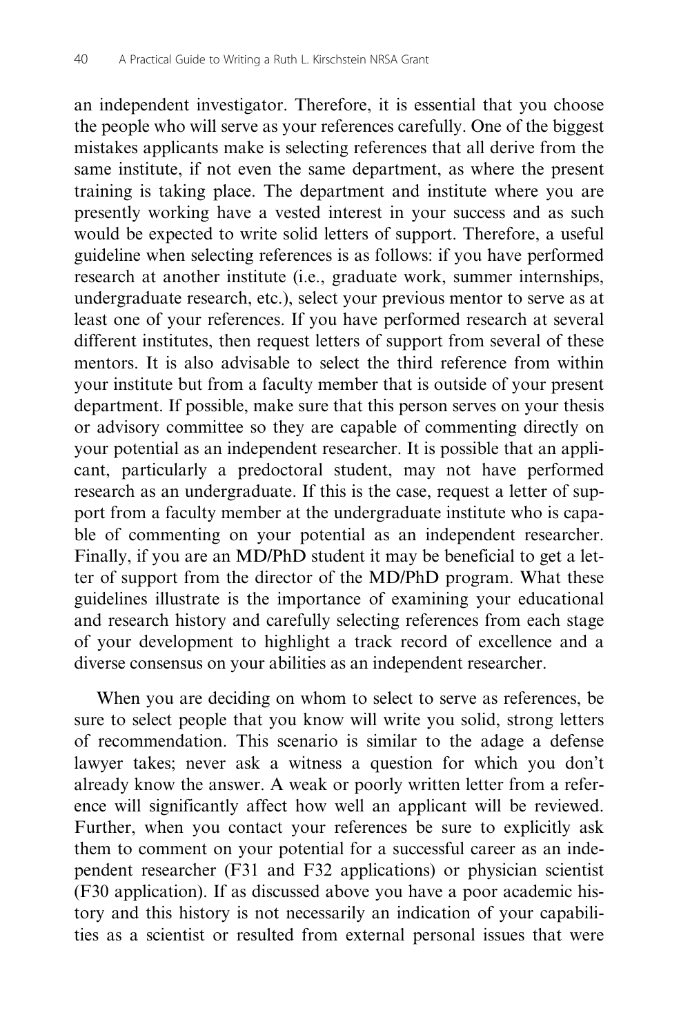an independent investigator. Therefore, it is essential that you choose the people who will serve as your references carefully. One of the biggest mistakes applicants make is selecting references that all derive from the same institute, if not even the same department, as where the present training is taking place. The department and institute where you are presently working have a vested interest in your success and as such would be expected to write solid letters of support. Therefore, a useful guideline when selecting references is as follows: if you have performed research at another institute (i.e., graduate work, summer internships, undergraduate research, etc.), select your previous mentor to serve as at least one of your references. If you have performed research at several different institutes, then request letters of support from several of these mentors. It is also advisable to select the third reference from within your institute but from a faculty member that is outside of your present department. If possible, make sure that this person serves on your thesis or advisory committee so they are capable of commenting directly on your potential as an independent researcher. It is possible that an applicant, particularly a predoctoral student, may not have performed research as an undergraduate. If this is the case, request a letter of support from a faculty member at the undergraduate institute who is capable of commenting on your potential as an independent researcher. Finally, if you are an MD/PhD student it may be beneficial to get a letter of support from the director of the MD/PhD program. What these guidelines illustrate is the importance of examining your educational and research history and carefully selecting references from each stage of your development to highlight a track record of excellence and a diverse consensus on your abilities as an independent researcher.

When you are deciding on whom to select to serve as references, be sure to select people that you know will write you solid, strong letters of recommendation. This scenario is similar to the adage a defense lawyer takes; never ask a witness a question for which you don't already know the answer. A weak or poorly written letter from a reference will significantly affect how well an applicant will be reviewed. Further, when you contact your references be sure to explicitly ask them to comment on your potential for a successful career as an independent researcher (F31 and F32 applications) or physician scientist (F30 application). If as discussed above you have a poor academic history and this history is not necessarily an indication of your capabilities as a scientist or resulted from external personal issues that were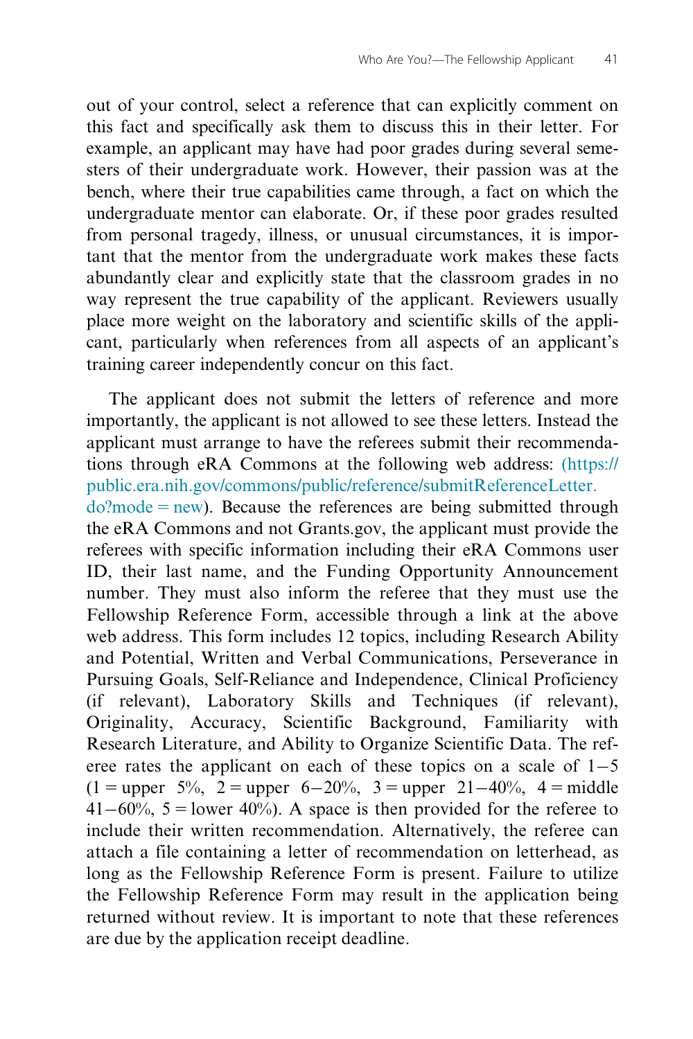out of your control, select a reference that can explicitly comment on this fact and specifically ask them to discuss this in their letter. For example, an applicant may have had poor grades during several semesters of their undergraduate work. However, their passion was at the bench, where their true capabilities came through, a fact on which the undergraduate mentor can elaborate. Or, if these poor grades resulted from personal tragedy, illness, or unusual circumstances, it is important that the mentor from the undergraduate work makes these facts abundantly clear and explicitly state that the classroom grades in no way represent the true capability of the applicant. Reviewers usually place more weight on the laboratory and scientific skills of the applicant, particularly when references from all aspects of an applicant's training career independently concur on this fact.

The applicant does not submit the letters of reference and more importantly, the applicant is not allowed to see these letters. Instead the applicant must arrange to have the referees submit their recommendations through eRA Commons at the following web address: (https://public.era.nih.gov/commons/public/reference/submitReferenceLetter.do?mode = new). Because the references are being submitted through the eRA Commons and not Grants.gov, the applicant must provide the referees with specific information including their eRA Commons user ID, their last name, and the Funding Opportunity Announcement number. They must also inform the referee that they must use the Fellowship Reference Form, accessible through a link at the above web address. This form includes 12 topics, including Research Ability and Potential, Written and Verbal Communications, Perseverance in Pursuing Goals, Self-Reliance and Independence, Clinical Proficiency (if relevant), Laboratory Skills and Techniques (if relevant), Originality, Accuracy, Scientific Background, Familiarity with Research Literature, and Ability to Organize Scientific Data. The referee rates the applicant on each of these topics on a scale of 1−5 (1 = upper 5%, 2 = upper 6−20%, 3 = upper 21−40%, 4 = middle 41−60%, 5 = lower 40%). A space is then provided for the referee to include their written recommendation. Alternatively, the referee can attach a file containing a letter of recommendation on letterhead, as long as the Fellowship Reference Form is present. Failure to utilize the Fellowship Reference Form may result in the application being returned without review. It is important to note that these references are due by the application receipt deadline.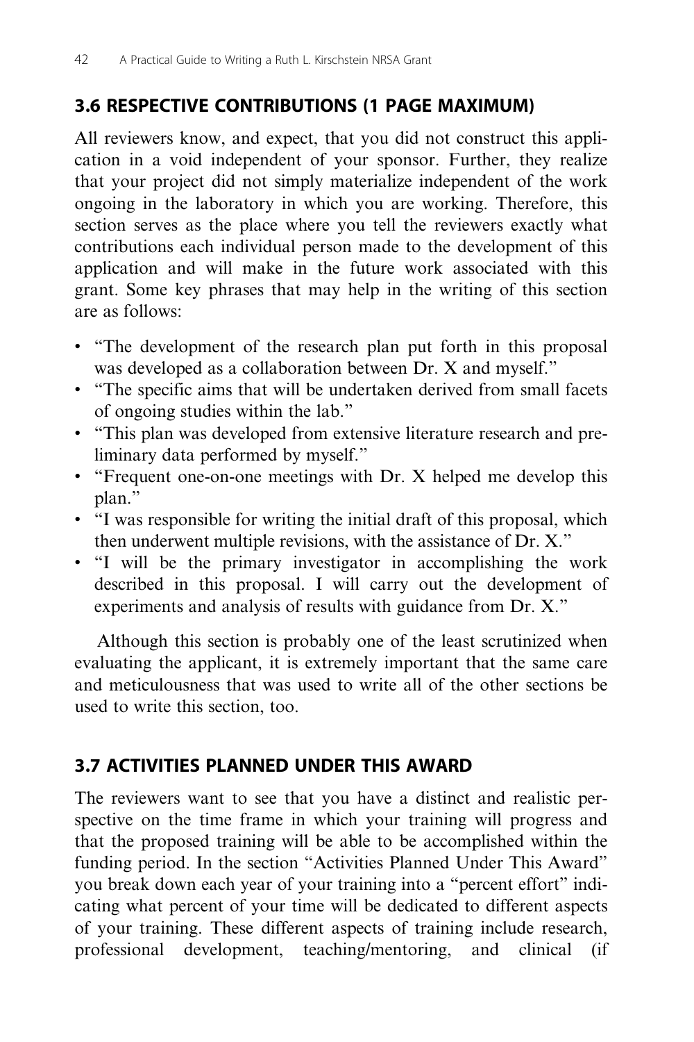## 3.6 RESPECTIVE CONTRIBUTIONS (1 PAGE MAXIMUM)

All reviewers know, and expect, that you did not construct this application in a void independent of your sponsor. Further, they realize that your project did not simply materialize independent of the work ongoing in the laboratory in which you are working. Therefore, this section serves as the place where you tell the reviewers exactly what contributions each individual person made to the development of this application and will make in the future work associated with this grant. Some key phrases that may help in the writing of this section are as follows:

- "The development of the research plan put forth in this proposal was developed as a collaboration between Dr. X and myself."
- "The specific aims that will be undertaken derived from small facets of ongoing studies within the lab."
- "This plan was developed from extensive literature research and preliminary data performed by myself."
- "Frequent one-on-one meetings with Dr. X helped me develop this plan."
- "I was responsible for writing the initial draft of this proposal, which then underwent multiple revisions, with the assistance of Dr. X."
- "I will be the primary investigator in accomplishing the work described in this proposal. I will carry out the development of experiments and analysis of results with guidance from Dr. X."

Although this section is probably one of the least scrutinized when evaluating the applicant, it is extremely important that the same care and meticulousness that was used to write all of the other sections be used to write this section, too.

## 3.7 ACTIVITIES PLANNED UNDER THIS AWARD

The reviewers want to see that you have a distinct and realistic perspective on the time frame in which your training will progress and that the proposed training will be able to be accomplished within the funding period. In the section "Activities Planned Under This Award" you break down each year of your training into a "percent effort" indicating what percent of your time will be dedicated to different aspects of your training. These different aspects of training include research, professional development, teaching/mentoring, and clinical (if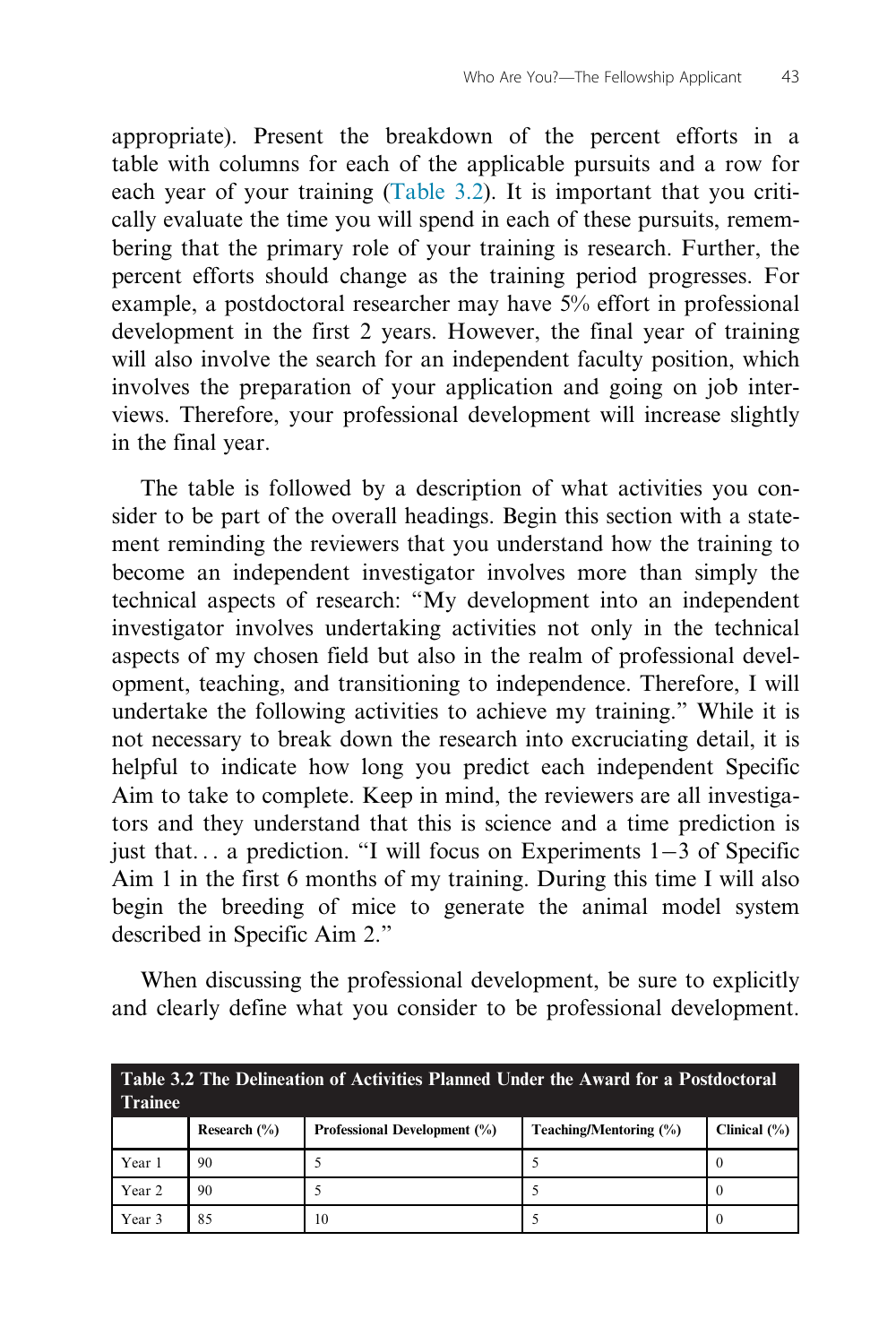appropriate). Present the breakdown of the percent efforts in a table with columns for each of the applicable pursuits and a row for each year of your training (Table 3.2). It is important that you critically evaluate the time you will spend in each of these pursuits, remembering that the primary role of your training is research. Further, the percent efforts should change as the training period progresses. For example, a postdoctoral researcher may have 5% effort in professional development in the first 2 years. However, the final year of training will also involve the search for an independent faculty position, which involves the preparation of your application and going on job interviews. Therefore, your professional development will increase slightly in the final year.

The table is followed by a description of what activities you consider to be part of the overall headings. Begin this section with a statement reminding the reviewers that you understand how the training to become an independent investigator involves more than simply the technical aspects of research: "My development into an independent investigator involves undertaking activities not only in the technical aspects of my chosen field but also in the realm of professional development, teaching, and transitioning to independence. Therefore, I will undertake the following activities to achieve my training." While it is not necessary to break down the research into excruciating detail, it is helpful to indicate how long you predict each independent Specific Aim to take to complete. Keep in mind, the reviewers are all investigators and they understand that this is science and a time prediction is just that... a prediction. "I will focus on Experiments 1−3 of Specific Aim 1 in the first 6 months of my training. During this time I will also begin the breeding of mice to generate the animal model system described in Specific Aim 2."

When discussing the professional development, be sure to explicitly and clearly define what you consider to be professional development.

**Table 3.2 The Delineation of Activities Planned Under the Award for a Postdoctoral Trainee**

| | Research (%) | Professional Development (%) | Teaching/Mentoring (%) | Clinical (%) |
|---|---|---|---|---|
| Year 1 | 90 | 5 | 5 | 0 |
| Year 2 | 90 | 5 | 5 | 0 |
| Year 3 | 85 | 10 | 5 | 0 |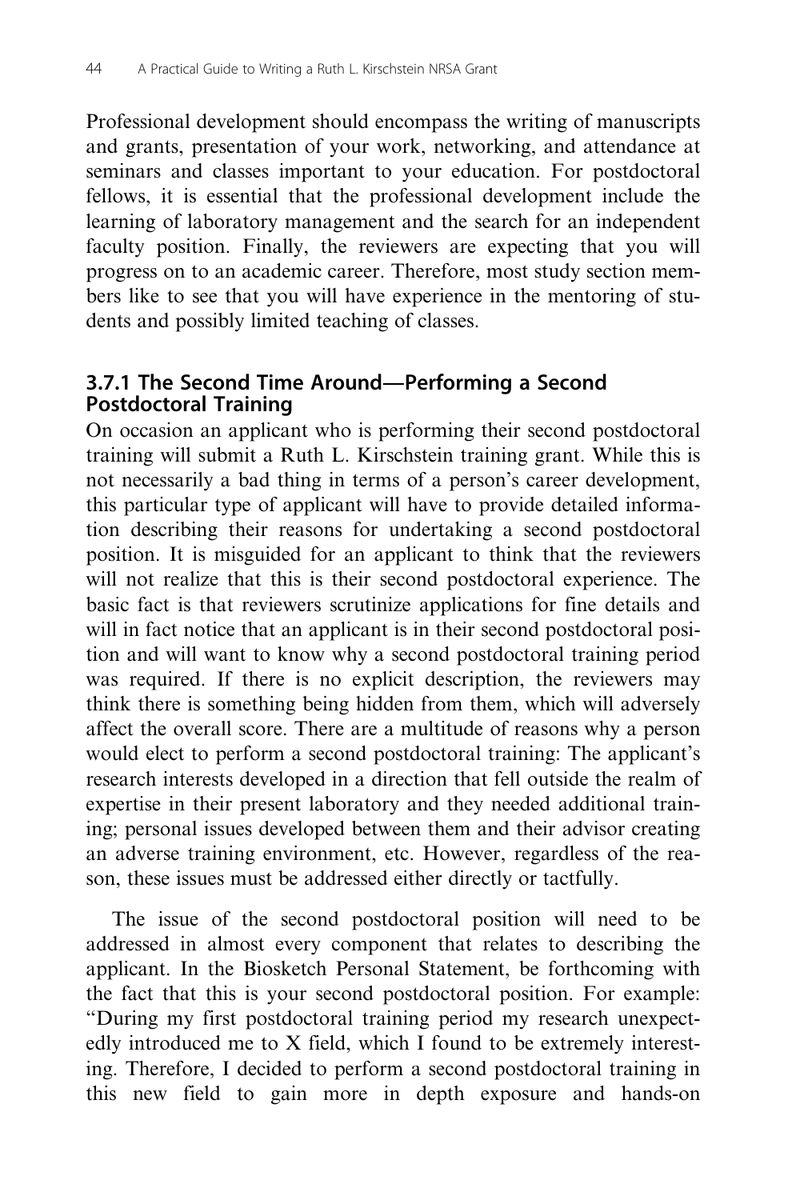Professional development should encompass the writing of manuscripts and grants, presentation of your work, networking, and attendance at seminars and classes important to your education. For postdoctoral fellows, it is essential that the professional development include the learning of laboratory management and the search for an independent faculty position. Finally, the reviewers are expecting that you will progress on to an academic career. Therefore, most study section members like to see that you will have experience in the mentoring of students and possibly limited teaching of classes.

### 3.7.1 The Second Time Around—Performing a Second Postdoctoral Training

On occasion an applicant who is performing their second postdoctoral training will submit a Ruth L. Kirschstein training grant. While this is not necessarily a bad thing in terms of a person's career development, this particular type of applicant will have to provide detailed information describing their reasons for undertaking a second postdoctoral position. It is misguided for an applicant to think that the reviewers will not realize that this is their second postdoctoral experience. The basic fact is that reviewers scrutinize applications for fine details and will in fact notice that an applicant is in their second postdoctoral position and will want to know why a second postdoctoral training period was required. If there is no explicit description, the reviewers may think there is something being hidden from them, which will adversely affect the overall score. There are a multitude of reasons why a person would elect to perform a second postdoctoral training: The applicant's research interests developed in a direction that fell outside the realm of expertise in their present laboratory and they needed additional training; personal issues developed between them and their advisor creating an adverse training environment, etc. However, regardless of the reason, these issues must be addressed either directly or tactfully.

The issue of the second postdoctoral position will need to be addressed in almost every component that relates to describing the applicant. In the Biosketch Personal Statement, be forthcoming with the fact that this is your second postdoctoral position. For example: "During my first postdoctoral training period my research unexpectedly introduced me to X field, which I found to be extremely interesting. Therefore, I decided to perform a second postdoctoral training in this new field to gain more in depth exposure and hands-on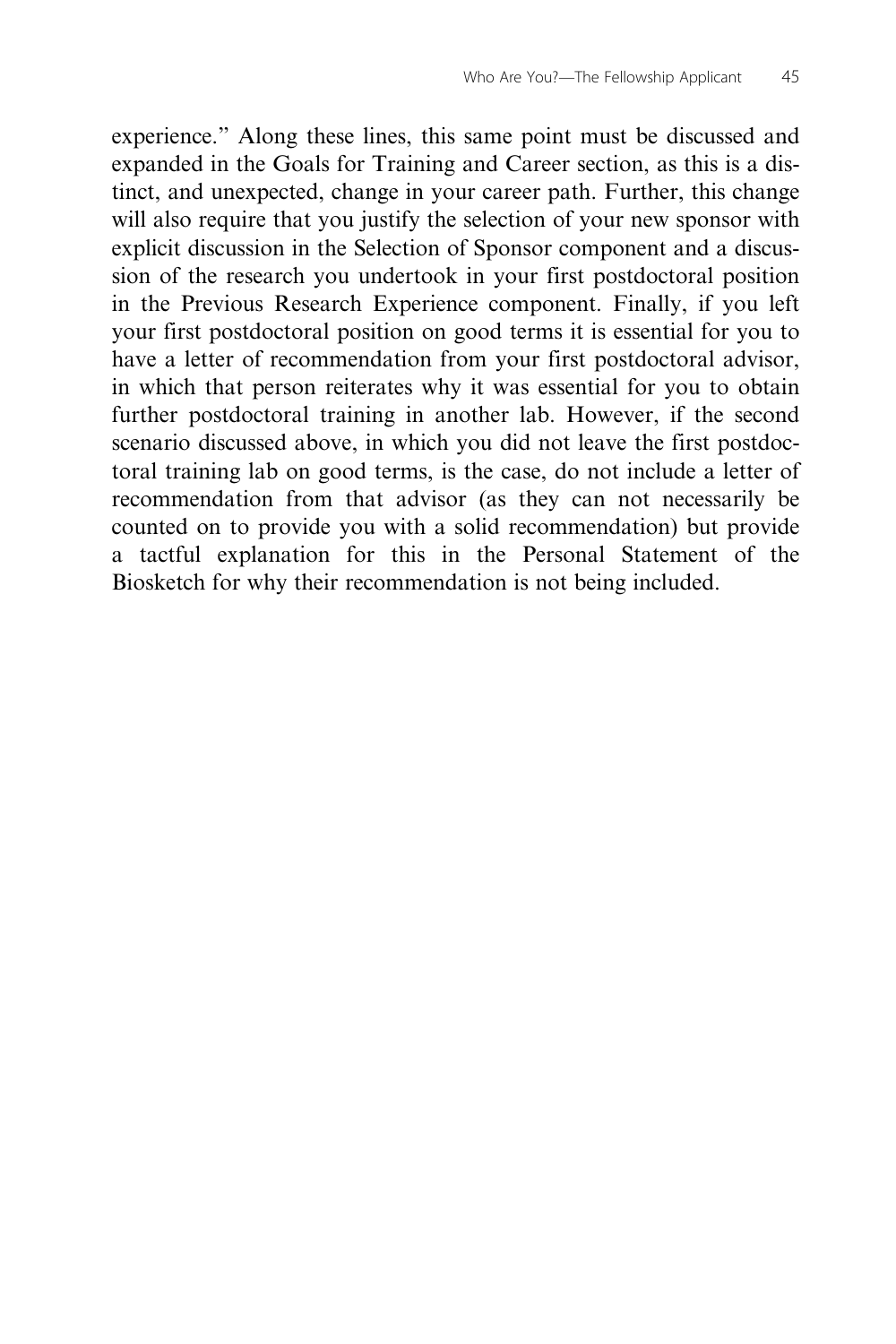experience." Along these lines, this same point must be discussed and expanded in the Goals for Training and Career section, as this is a distinct, and unexpected, change in your career path. Further, this change will also require that you justify the selection of your new sponsor with explicit discussion in the Selection of Sponsor component and a discussion of the research you undertook in your first postdoctoral position in the Previous Research Experience component. Finally, if you left your first postdoctoral position on good terms it is essential for you to have a letter of recommendation from your first postdoctoral advisor, in which that person reiterates why it was essential for you to obtain further postdoctoral training in another lab. However, if the second scenario discussed above, in which you did not leave the first postdoctoral training lab on good terms, is the case, do not include a letter of recommendation from that advisor (as they can not necessarily be counted on to provide you with a solid recommendation) but provide a tactful explanation for this in the Personal Statement of the Biosketch for why their recommendation is not being included.